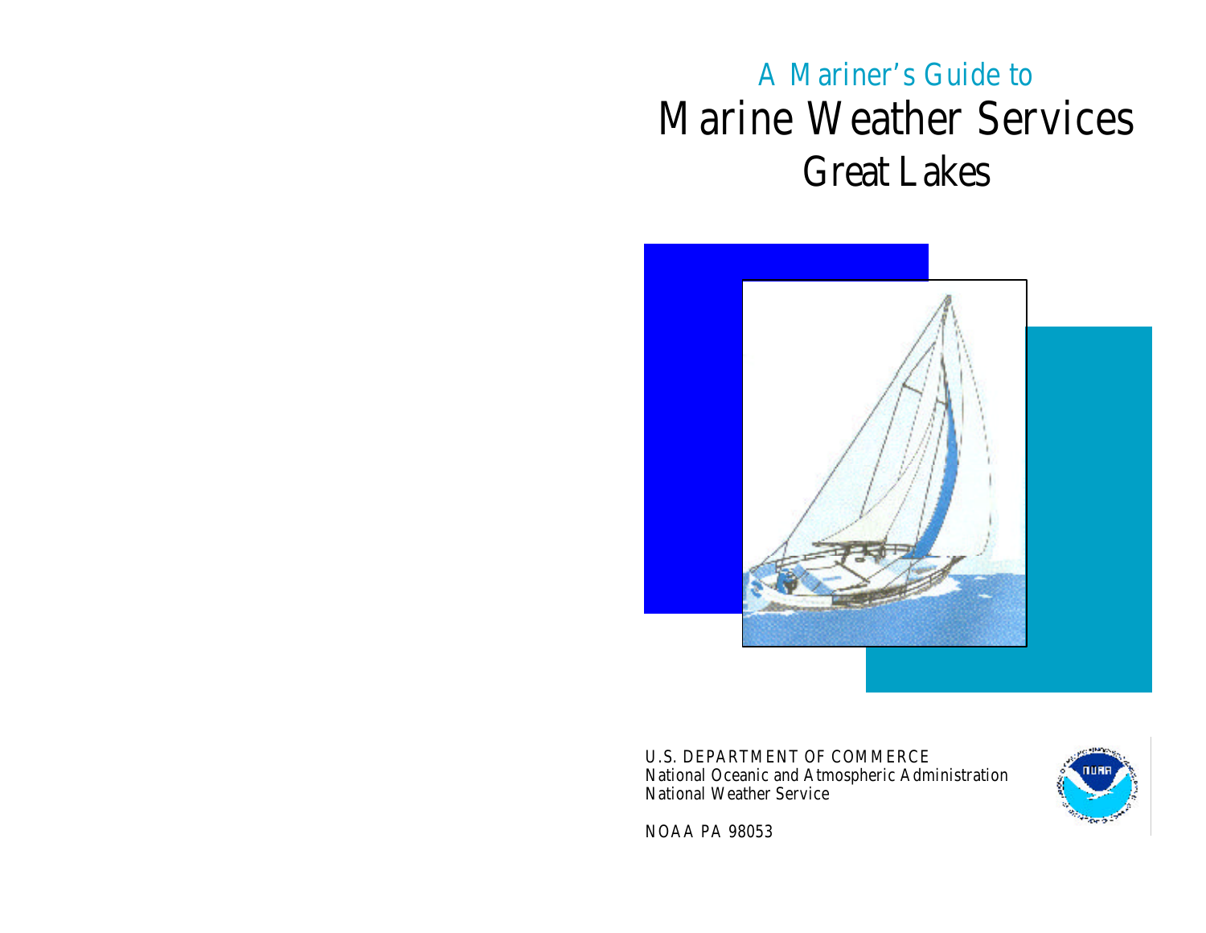A Mariner's Guide to

# Marine Weather Services

## Great Lakes

U.S. DEPARTMENT OF COMMERCE
National Oceanic and Atmospheric Administration
National Weather Service

NOAA PA 98053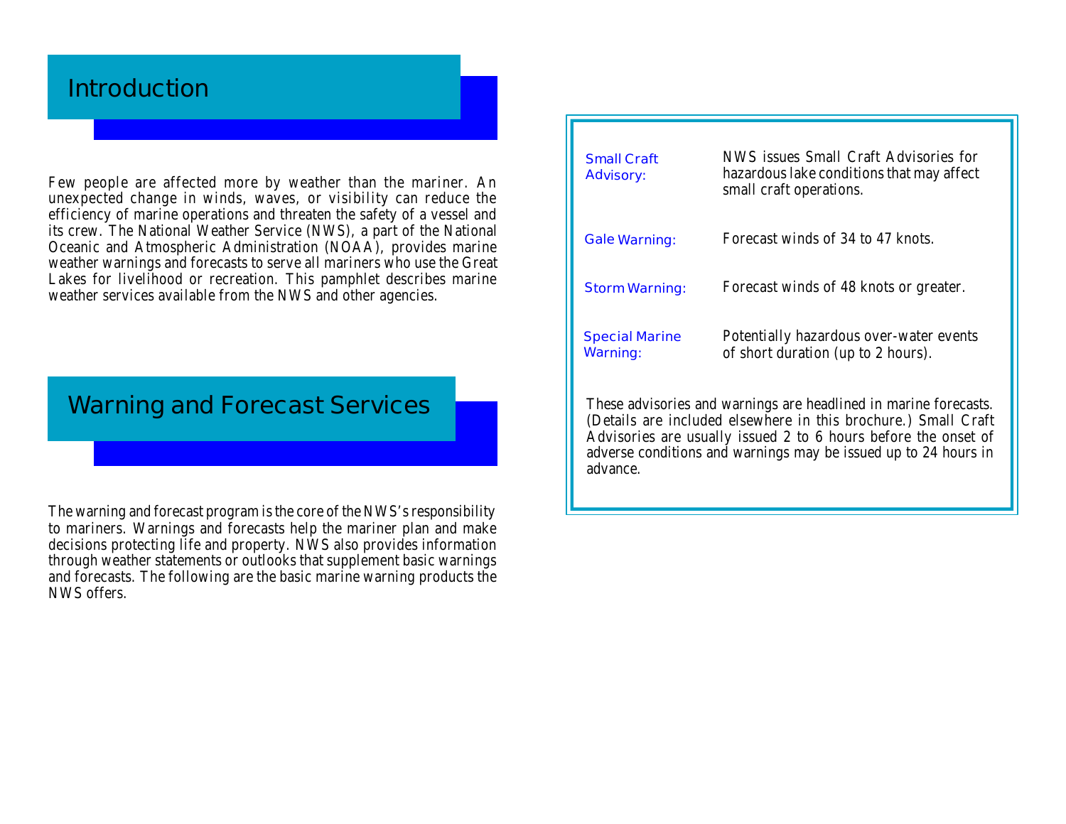## Introduction

Few people are affected more by weather than the mariner. An unexpected change in winds, waves, or visibility can reduce the efficiency of marine operations and threaten the safety of a vessel and its crew. The National Weather Service (NWS), a part of the National Oceanic and Atmospheric Administration (NOAA), provides marine weather warnings and forecasts to serve all mariners who use the Great Lakes for livelihood or recreation. This pamphlet describes marine weather services available from the NWS and other agencies.

## Warning and Forecast Services

The warning and forecast program is the core of the NWS's responsibility to mariners. Warnings and forecasts help the mariner plan and make decisions protecting life and property. NWS also provides information through weather statements or outlooks that supplement basic warnings and forecasts. The following are the basic marine warning products the NWS offers.

| | |
|---|---|
| Small Craft Advisory: | NWS issues Small Craft Advisories for hazardous lake conditions that may affect small craft operations. |
| Gale Warning: | Forecast winds of 34 to 47 knots. |
| Storm Warning: | Forecast winds of 48 knots or greater. |
| Special Marine Warning: | Potentially hazardous over-water events of short duration (up to 2 hours). |

These advisories and warnings are headlined in marine forecasts. (Details are included elsewhere in this brochure.) Small Craft Advisories are usually issued 2 to 6 hours before the onset of adverse conditions and warnings may be issued up to 24 hours in advance.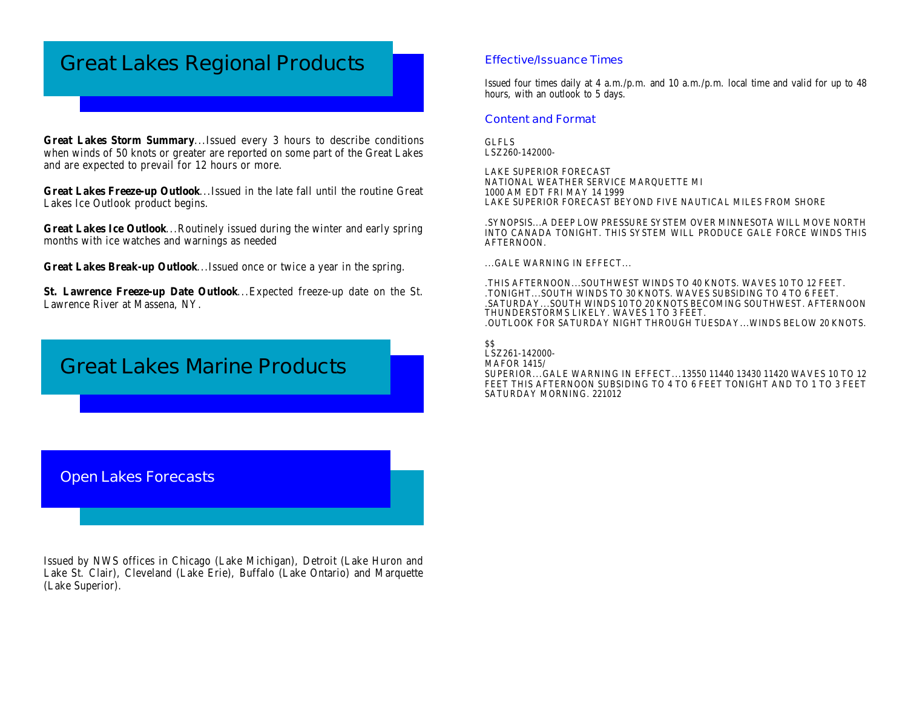# Great Lakes Regional Products

**Great Lakes Storm Summary**...Issued every 3 hours to describe conditions when winds of 50 knots or greater are reported on some part of the Great Lakes and are expected to prevail for 12 hours or more.

**Great Lakes Freeze-up Outlook**...Issued in the late fall until the routine Great Lakes Ice Outlook product begins.

**Great Lakes Ice Outlook**...Routinely issued during the winter and early spring months with ice watches and warnings as needed

**Great Lakes Break-up Outlook**...Issued once or twice a year in the spring.

**St. Lawrence Freeze-up Date Outlook**...Expected freeze-up date on the St. Lawrence River at Massena, NY.

# Great Lakes Marine Products

## Open Lakes Forecasts

Issued by NWS offices in Chicago (Lake Michigan), Detroit (Lake Huron and Lake St. Clair), Cleveland (Lake Erie), Buffalo (Lake Ontario) and Marquette (Lake Superior).

### Effective/Issuance Times

Issued four times daily at 4 a.m./p.m. and 10 a.m./p.m. local time and valid for up to 48 hours, with an outlook to 5 days.

### Content and Format

```
GLFLS
LSZ260-142000-

LAKE SUPERIOR FORECAST
NATIONAL WEATHER SERVICE MARQUETTE MI
1000 AM EDT FRI MAY 14 1999
LAKE SUPERIOR FORECAST BEYOND FIVE NAUTICAL MILES FROM SHORE

.SYNOPSIS...A DEEP LOW PRESSURE SYSTEM OVER MINNESOTA WILL MOVE NORTH
INTO CANADA TONIGHT. THIS SYSTEM WILL PRODUCE GALE FORCE WINDS THIS
AFTERNOON.

...GALE WARNING IN EFFECT...

.THIS AFTERNOON...SOUTHWEST WINDS TO 40 KNOTS. WAVES 10 TO 12 FEET.
.TONIGHT...SOUTH WINDS TO 30 KNOTS. WAVES SUBSIDING TO 4 TO 6 FEET.
.SATURDAY...SOUTH WINDS 10 TO 20 KNOTS BECOMING SOUTHWEST. AFTERNOON
THUNDERSTORMS LIKELY. WAVES 1 TO 3 FEET.
.OUTLOOK FOR SATURDAY NIGHT THROUGH TUESDAY...WINDS BELOW 20 KNOTS.

$$
LSZ261-142000-
MAFOR 1415/
SUPERIOR...GALE WARNING IN EFFECT...13550 11440 13430 11420 WAVES 10 TO 12
FEET THIS AFTERNOON SUBSIDING TO 4 TO 6 FEET TONIGHT AND TO 1 TO 3 FEET
SATURDAY MORNING. 221012
```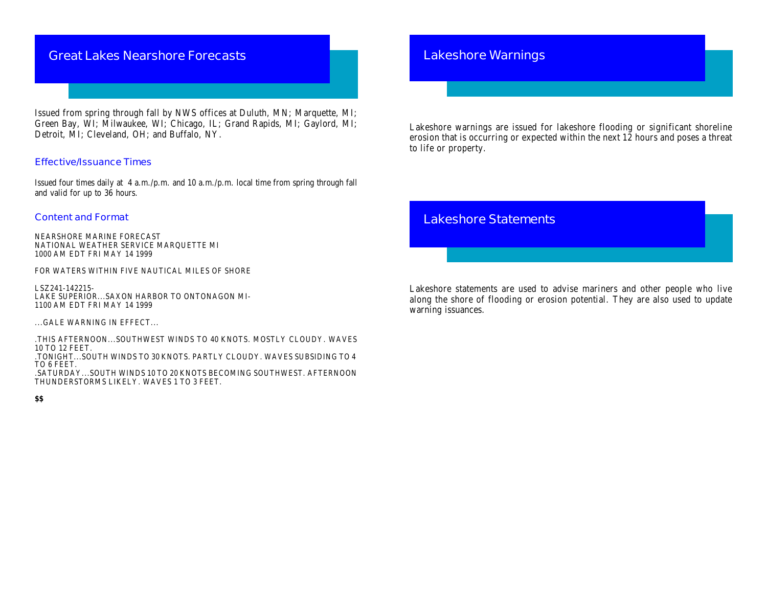## Great Lakes Nearshore Forecasts

Issued from spring through fall by NWS offices at Duluth, MN; Marquette, MI; Green Bay, WI; Milwaukee, WI; Chicago, IL; Grand Rapids, MI; Gaylord, MI; Detroit, MI; Cleveland, OH; and Buffalo, NY.

### Effective/Issuance Times

Issued four times daily at 4 a.m./p.m. and 10 a.m./p.m. local time from spring through fall and valid for up to 36 hours.

### Content and Format

```
NEARSHORE MARINE FORECAST
NATIONAL WEATHER SERVICE MARQUETTE MI
1000 AM EDT FRI MAY 14 1999

FOR WATERS WITHIN FIVE NAUTICAL MILES OF SHORE

LSZ241-142215-
LAKE SUPERIOR...SAXON HARBOR TO ONTONAGON MI-
1100 AM EDT FRI MAY 14 1999

...GALE WARNING IN EFFECT...

.THIS AFTERNOON...SOUTHWEST WINDS TO 40 KNOTS. MOSTLY CLOUDY. WAVES
10 TO 12 FEET.
.TONIGHT...SOUTH WINDS TO 30 KNOTS. PARTLY CLOUDY. WAVES SUBSIDING TO 4
TO 6 FEET.
.SATURDAY...SOUTH WINDS 10 TO 20 KNOTS BECOMING SOUTHWEST. AFTERNOON
THUNDERSTORMS LIKELY. WAVES 1 TO 3 FEET.

$$
```

## Lakeshore Warnings

Lakeshore warnings are issued for lakeshore flooding or significant shoreline erosion that is occurring or expected within the next 12 hours and poses a threat to life or property.

## Lakeshore Statements

Lakeshore statements are used to advise mariners and other people who live along the shore of flooding or erosion potential. They are also used to update warning issuances.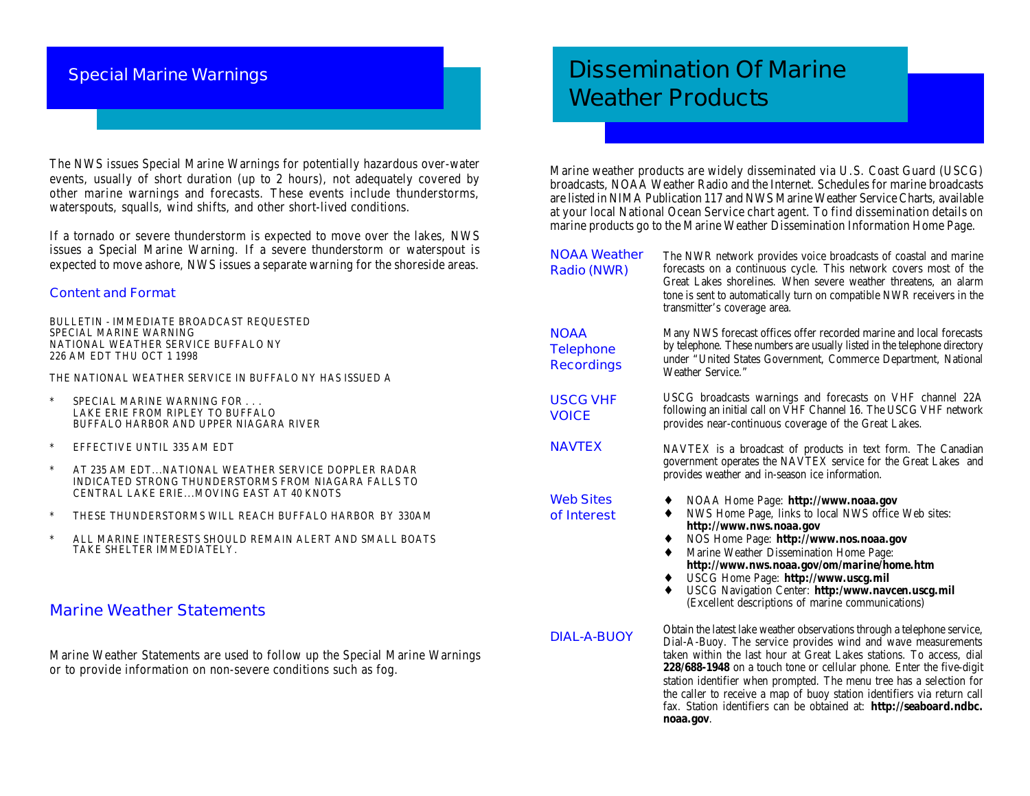## Special Marine Warnings

The NWS issues Special Marine Warnings for potentially hazardous over-water events, usually of short duration (up to 2 hours), not adequately covered by other marine warnings and forecasts. These events include thunderstorms, waterspouts, squalls, wind shifts, and other short-lived conditions.

If a tornado or severe thunderstorm is expected to move over the lakes, NWS issues a Special Marine Warning. If a severe thunderstorm or waterspout is expected to move ashore, NWS issues a separate warning for the shoreside areas.

### Content and Format

```
BULLETIN - IMMEDIATE BROADCAST REQUESTED
SPECIAL MARINE WARNING
NATIONAL WEATHER SERVICE BUFFALO NY
226 AM EDT THU OCT 1 1998

THE NATIONAL WEATHER SERVICE IN BUFFALO NY HAS ISSUED A

*   SPECIAL MARINE WARNING FOR . . .
    LAKE ERIE FROM RIPLEY TO BUFFALO
    BUFFALO HARBOR AND UPPER NIAGARA RIVER

*   EFFECTIVE UNTIL 335 AM EDT

*   AT 235 AM EDT...NATIONAL WEATHER SERVICE DOPPLER RADAR
    INDICATED STRONG THUNDERSTORMS FROM NIAGARA FALLS TO
    CENTRAL LAKE ERIE...MOVING EAST AT 40 KNOTS

*   THESE THUNDERSTORMS WILL REACH BUFFALO HARBOR BY 330AM

*   ALL MARINE INTERESTS SHOULD REMAIN ALERT AND SMALL BOATS
    TAKE SHELTER IMMEDIATELY.
```

## Marine Weather Statements

Marine Weather Statements are used to follow up the Special Marine Warnings or to provide information on non-severe conditions such as fog.

## Dissemination Of Marine Weather Products

Marine weather products are widely disseminated via U.S. Coast Guard (USCG) broadcasts, NOAA Weather Radio and the Internet. Schedules for marine broadcasts are listed in NIMA Publication 117 and NWS Marine Weather Service Charts, available at your local National Ocean Service chart agent. To find dissemination details on marine products go to the Marine Weather Dissemination Information Home Page.

### NOAA Weather Radio (NWR)

The NWR network provides voice broadcasts of coastal and marine forecasts on a continuous cycle. This network covers most of the Great Lakes shorelines. When severe weather threatens, an alarm tone is sent to automatically turn on compatible NWR receivers in the transmitter's coverage area.

### NOAA Telephone Recordings

Many NWS forecast offices offer recorded marine and local forecasts by telephone. These numbers are usually listed in the telephone directory under "United States Government, Commerce Department, National Weather Service."

### USCG VHF VOICE

USCG broadcasts warnings and forecasts on VHF channel 22A following an initial call on VHF Channel 16. The USCG VHF network provides near-continuous coverage of the Great Lakes.

### NAVTEX

NAVTEX is a broadcast of products in text form. The Canadian government operates the NAVTEX service for the Great Lakes and provides weather and in-season ice information.

### Web Sites of Interest

- NOAA Home Page: **http://www.noaa.gov**
- NWS Home Page, links to local NWS office Web sites: **http://www.nws.noaa.gov**
- NOS Home Page: **http://www.nos.noaa.gov**
- Marine Weather Dissemination Home Page: **http://www.nws.noaa.gov/om/marine/home.htm**
- USCG Home Page: **http://www.uscg.mil**
- USCG Navigation Center: **http:/www.navcen.uscg.mil** (Excellent descriptions of marine communications)

### DIAL-A-BUOY

Obtain the latest lake weather observations through a telephone service, Dial-A-Buoy. The service provides wind and wave measurements taken within the last hour at Great Lakes stations. To access, dial **228/688-1948** on a touch tone or cellular phone. Enter the five-digit station identifier when prompted. The menu tree has a selection for the caller to receive a map of buoy station identifiers via return call fax. Station identifiers can be obtained at: **http://seaboard.ndbc.noaa.gov**.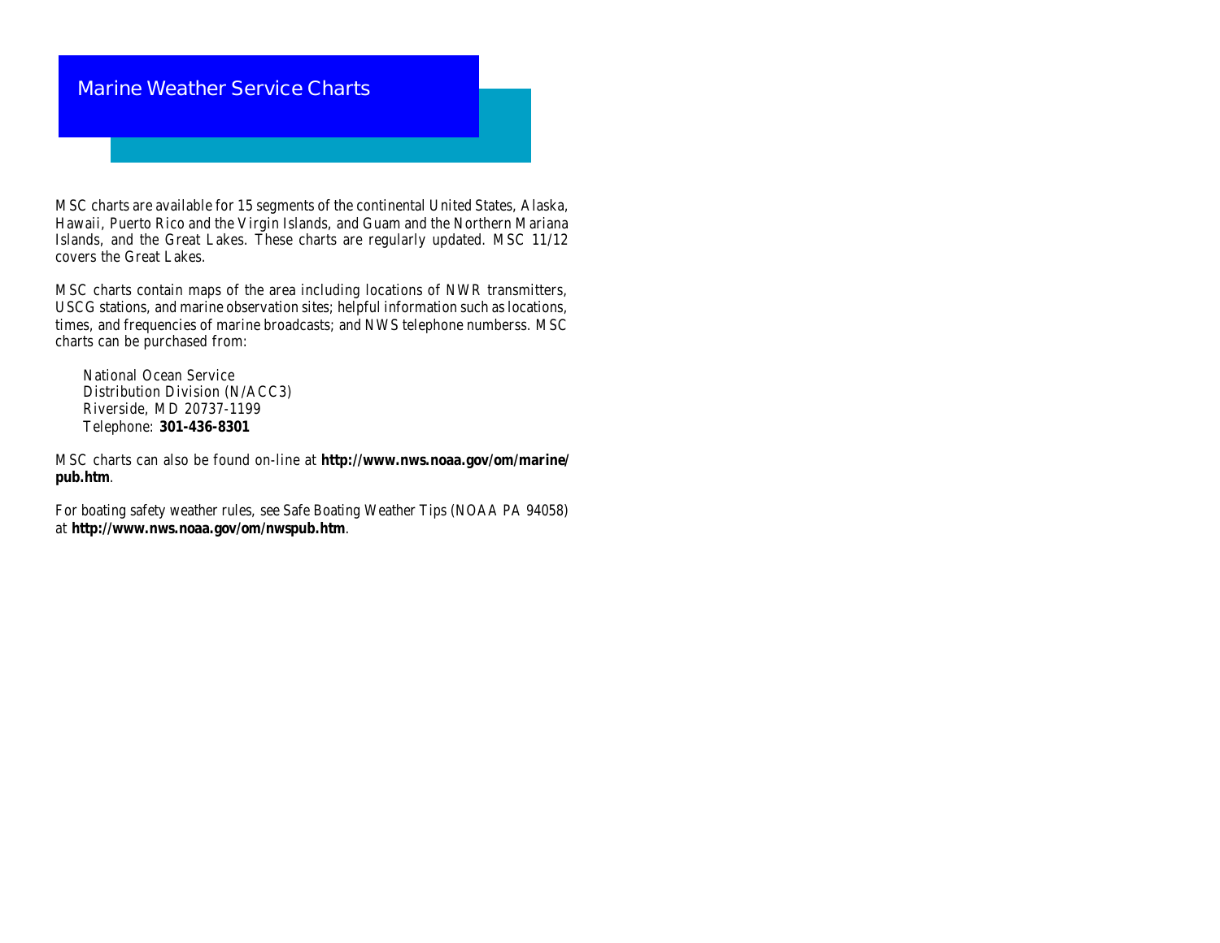# Marine Weather Service Charts

MSC charts are available for 15 segments of the continental United States, Alaska, Hawaii, Puerto Rico and the Virgin Islands, and Guam and the Northern Mariana Islands, and the Great Lakes. These charts are regularly updated. MSC 11/12 covers the Great Lakes.

MSC charts contain maps of the area including locations of NWR transmitters, USCG stations, and marine observation sites; helpful information such as locations, times, and frequencies of marine broadcasts; and NWS telephone numberss. MSC charts can be purchased from:

National Ocean Service  
Distribution Division (N/ACC3)  
Riverside, MD 20737-1199  
Telephone: **301-436-8301**

MSC charts can also be found on-line at **http://www.nws.noaa.gov/om/marine/pub.htm**.

For boating safety weather rules, see Safe Boating Weather Tips (NOAA PA 94058) at **http://www.nws.noaa.gov/om/nwspub.htm**.